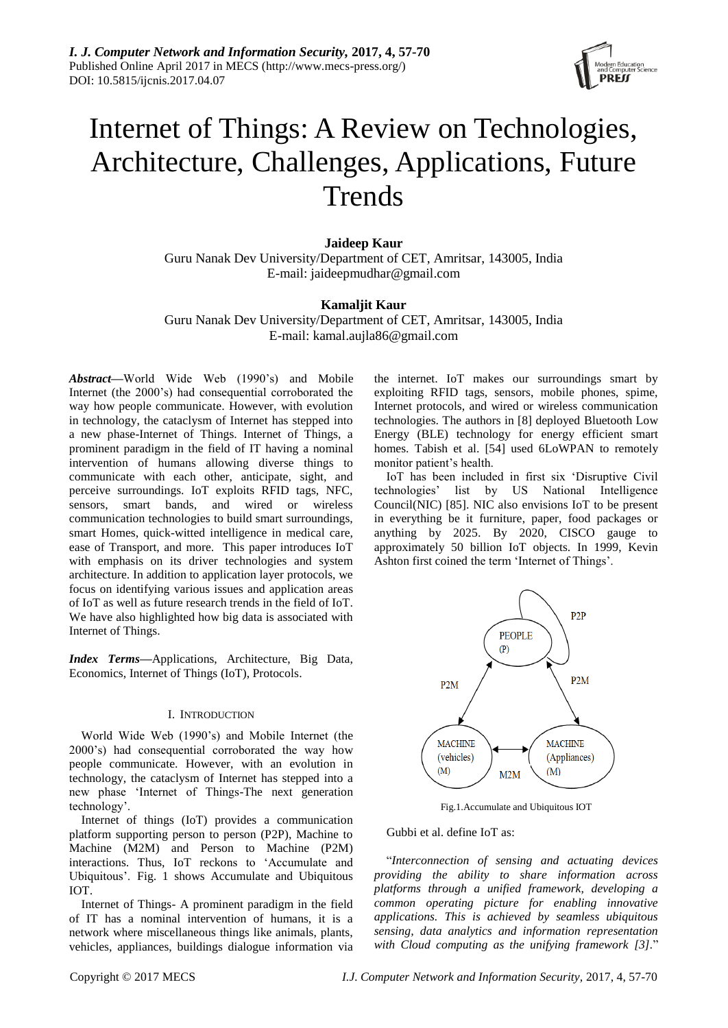# Internet of Things: A Review on Technologies, Architecture, Challenges, Applications, Future Trends

**Jaideep Kaur**
Guru Nanak Dev University/Department of CET, Amritsar, 143005, India
E-mail: jaideepmudhar@gmail.com

**Kamaljit Kaur**
Guru Nanak Dev University/Department of CET, Amritsar, 143005, India
E-mail: kamal.aujla86@gmail.com

***Abstract*****—**World Wide Web (1990's) and Mobile Internet (the 2000's) had consequential corroborated the way how people communicate. However, with evolution in technology, the cataclysm of Internet has stepped into a new phase-Internet of Things. Internet of Things, a prominent paradigm in the field of IT having a nominal intervention of humans allowing diverse things to communicate with each other, anticipate, sight, and perceive surroundings. IoT exploits RFID tags, NFC, sensors, smart bands, and wired or wireless communication technologies to build smart surroundings, smart Homes, quick-witted intelligence in medical care, ease of Transport, and more. This paper introduces IoT with emphasis on its driver technologies and system architecture. In addition to application layer protocols, we focus on identifying various issues and application areas of IoT as well as future research trends in the field of IoT. We have also highlighted how big data is associated with Internet of Things.

***Index Terms*****—**Applications, Architecture, Big Data, Economics, Internet of Things (IoT), Protocols.

## I. Introduction

World Wide Web (1990's) and Mobile Internet (the 2000's) had consequential corroborated the way how people communicate. However, with an evolution in technology, the cataclysm of Internet has stepped into a new phase 'Internet of Things-The next generation technology'.

Internet of things (IoT) provides a communication platform supporting person to person (P2P), Machine to Machine (M2M) and Person to Machine (P2M) interactions. Thus, IoT reckons to 'Accumulate and Ubiquitous'. Fig. 1 shows Accumulate and Ubiquitous IOT.

Internet of Things- A prominent paradigm in the field of IT has a nominal intervention of humans, it is a network where miscellaneous things like animals, plants, vehicles, appliances, buildings dialogue information via the internet. IoT makes our surroundings smart by exploiting RFID tags, sensors, mobile phones, spime, Internet protocols, and wired or wireless communication technologies. The authors in [8] deployed Bluetooth Low Energy (BLE) technology for energy efficient smart homes. Tabish et al. [54] used 6LoWPAN to remotely monitor patient's health.

IoT has been included in first six 'Disruptive Civil technologies' list by US National Intelligence Council(NIC) [85]. NIC also envisions IoT to be present in everything be it furniture, paper, food packages or anything by 2025. By 2020, CISCO gauge to approximately 50 billion IoT objects. In 1999, Kevin Ashton first coined the term 'Internet of Things'.

Fig.1.Accumulate and Ubiquitous IOT

Gubbi et al. define IoT as:

"*Interconnection of sensing and actuating devices providing the ability to share information across platforms through a unified framework, developing a common operating picture for enabling innovative applications. This is achieved by seamless ubiquitous sensing, data analytics and information representation with Cloud computing as the unifying framework [3].*"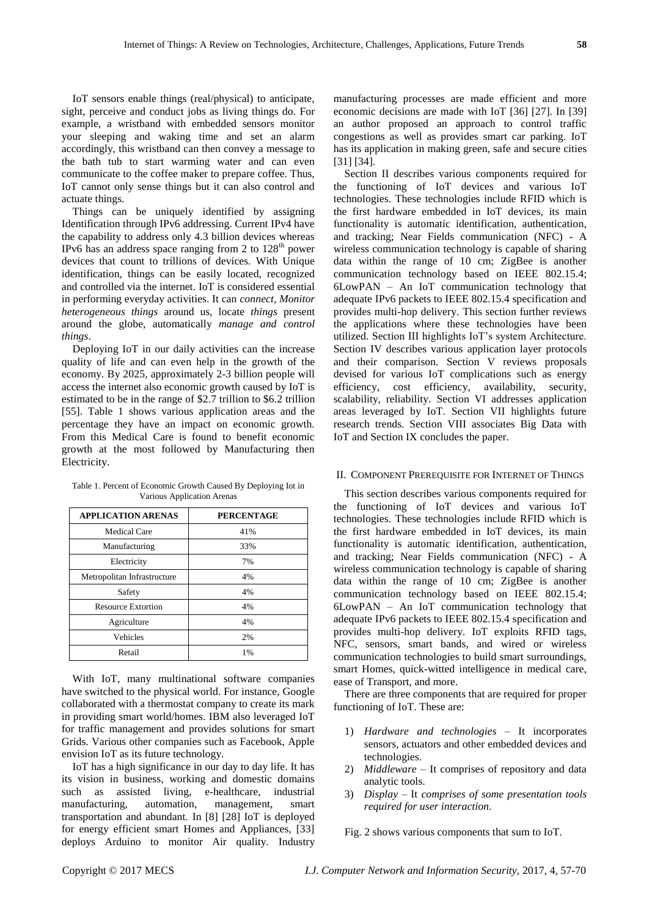IoT sensors enable things (real/physical) to anticipate, sight, perceive and conduct jobs as living things do. For example, a wristband with embedded sensors monitor your sleeping and waking time and set an alarm accordingly, this wristband can then convey a message to the bath tub to start warming water and can even communicate to the coffee maker to prepare coffee. Thus, IoT cannot only sense things but it can also control and actuate things.

Things can be uniquely identified by assigning Identification through IPv6 addressing. Current IPv4 have the capability to address only 4.3 billion devices whereas IPv6 has an address space ranging from 2 to $128^{th}$ power devices that count to trillions of devices. With Unique identification, things can be easily located, recognized and controlled via the internet. IoT is considered essential in performing everyday activities. It can *connect, Monitor heterogeneous things* around us, locate *things* present around the globe, automatically *manage and control things*.

Deploying IoT in our daily activities can the increase quality of life and can even help in the growth of the economy. By 2025, approximately 2-3 billion people will access the internet also economic growth caused by IoT is estimated to be in the range of $2.7 trillion to $6.2 trillion [55]. Table 1 shows various application areas and the percentage they have an impact on economic growth. From this Medical Care is found to benefit economic growth at the most followed by Manufacturing then Electricity.

Table 1. Percent of Economic Growth Caused By Deploying Iot in Various Application Arenas

| APPLICATION ARENAS | PERCENTAGE |
|---|---|
| Medical Care | 41% |
| Manufacturing | 33% |
| Electricity | 7% |
| Metropolitan Infrastructure | 4% |
| Safety | 4% |
| Resource Extortion | 4% |
| Agriculture | 4% |
| Vehicles | 2% |
| Retail | 1% |

With IoT, many multinational software companies have switched to the physical world. For instance, Google collaborated with a thermostat company to create its mark in providing smart world/homes. IBM also leveraged IoT for traffic management and provides solutions for smart Grids. Various other companies such as Facebook, Apple envision IoT as its future technology.

IoT has a high significance in our day to day life. It has its vision in business, working and domestic domains such as assisted living, e-healthcare, industrial manufacturing, automation, management, smart transportation and abundant. In [8] [28] IoT is deployed for energy efficient smart Homes and Appliances, [33] deploys Arduino to monitor Air quality. Industry manufacturing processes are made efficient and more economic decisions are made with IoT [36] [27]. In [39] an author proposed an approach to control traffic congestions as well as provides smart car parking. IoT has its application in making green, safe and secure cities [31] [34].

Section II describes various components required for the functioning of IoT devices and various IoT technologies. These technologies include RFID which is the first hardware embedded in IoT devices, its main functionality is automatic identification, authentication, and tracking; Near Fields communication (NFC) - A wireless communication technology is capable of sharing data within the range of 10 cm; ZigBee is another communication technology based on IEEE 802.15.4; 6LowPAN – An IoT communication technology that adequate IPv6 packets to IEEE 802.15.4 specification and provides multi-hop delivery. This section further reviews the applications where these technologies have been utilized. Section III highlights IoT's system Architecture. Section IV describes various application layer protocols and their comparison. Section V reviews proposals devised for various IoT complications such as energy efficiency, cost efficiency, availability, security, scalability, reliability. Section VI addresses application areas leveraged by IoT. Section VII highlights future research trends. Section VIII associates Big Data with IoT and Section IX concludes the paper.

## II. Component Prerequisite for Internet of Things

This section describes various components required for the functioning of IoT devices and various IoT technologies. These technologies include RFID which is the first hardware embedded in IoT devices, its main functionality is automatic identification, authentication, and tracking; Near Fields communication (NFC) - A wireless communication technology is capable of sharing data within the range of 10 cm; ZigBee is another communication technology based on IEEE 802.15.4; 6LowPAN – An IoT communication technology that adequate IPv6 packets to IEEE 802.15.4 specification and provides multi-hop delivery. IoT exploits RFID tags, NFC, sensors, smart bands, and wired or wireless communication technologies to build smart surroundings, smart Homes, quick-witted intelligence in medical care, ease of Transport, and more.

There are three components that are required for proper functioning of IoT. These are:

1) *Hardware and technologies* – It incorporates sensors, actuators and other embedded devices and technologies.
2) *Middleware* – It comprises of repository and data analytic tools.
3) *Display* – It *comprises of some presentation tools required for user interaction.*

Fig. 2 shows various components that sum to IoT.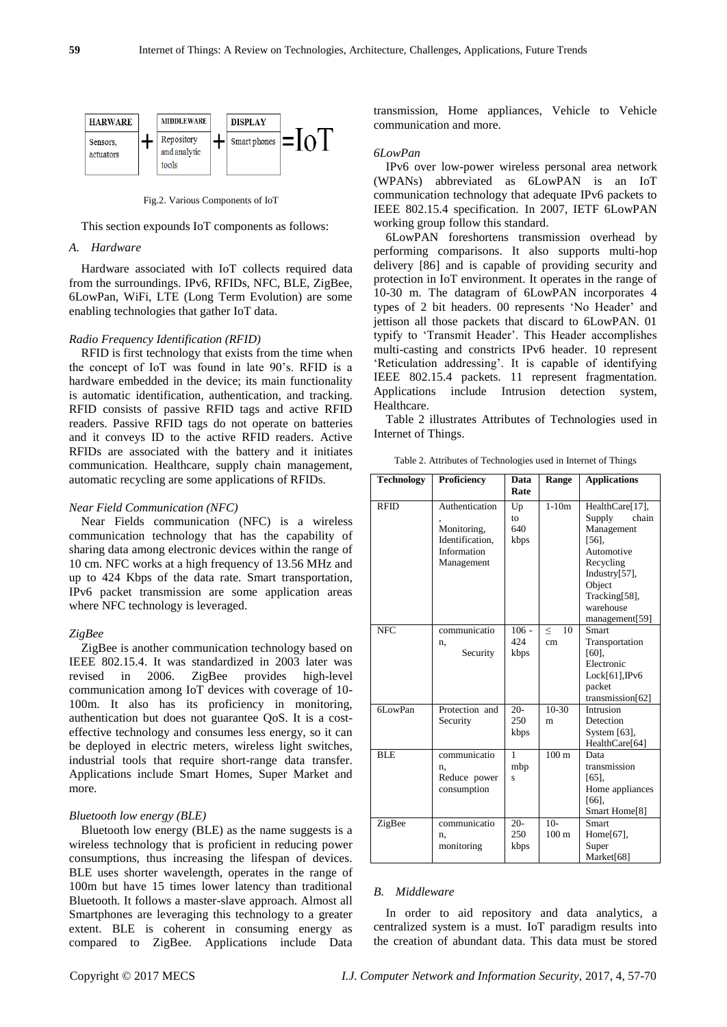| HARWARE | + | MIDDLEWARE | + | DISPLAY | =IoT |
|---|---|---|---|---|---|
| Sensors, actuators | | Repository and analytic tools | | Smart phones | |

Fig.2. Various Components of IoT

This section expounds IoT components as follows:

### *A. Hardware*

Hardware associated with IoT collects required data from the surroundings. IPv6, RFIDs, NFC, BLE, ZigBee, 6LowPan, WiFi, LTE (Long Term Evolution) are some enabling technologies that gather IoT data.

*Radio Frequency Identification (RFID)*

RFID is first technology that exists from the time when the concept of IoT was found in late 90's. RFID is a hardware embedded in the device; its main functionality is automatic identification, authentication, and tracking. RFID consists of passive RFID tags and active RFID readers. Passive RFID tags do not operate on batteries and it conveys ID to the active RFID readers. Active RFIDs are associated with the battery and it initiates communication. Healthcare, supply chain management, automatic recycling are some applications of RFIDs.

*Near Field Communication (NFC)*

Near Fields communication (NFC) is a wireless communication technology that has the capability of sharing data among electronic devices within the range of 10 cm. NFC works at a high frequency of 13.56 MHz and up to 424 Kbps of the data rate. Smart transportation, IPv6 packet transmission are some application areas where NFC technology is leveraged.

*ZigBee*

ZigBee is another communication technology based on IEEE 802.15.4. It was standardized in 2003 later was revised in 2006. ZigBee provides high-level communication among IoT devices with coverage of 10-100m. It also has its proficiency in monitoring, authentication but does not guarantee QoS. It is a cost-effective technology and consumes less energy, so it can be deployed in electric meters, wireless light switches, industrial tools that require short-range data transfer. Applications include Smart Homes, Super Market and more.

*Bluetooth low energy (BLE)*

Bluetooth low energy (BLE) as the name suggests is a wireless technology that is proficient in reducing power consumptions, thus increasing the lifespan of devices. BLE uses shorter wavelength, operates in the range of 100m but have 15 times lower latency than traditional Bluetooth. It follows a master-slave approach. Almost all Smartphones are leveraging this technology to a greater extent. BLE is coherent in consuming energy as compared to ZigBee. Applications include Data transmission, Home appliances, Vehicle to Vehicle communication and more.

*6LowPan*

IPv6 over low-power wireless personal area network (WPANs) abbreviated as 6LowPAN is an IoT communication technology that adequate IPv6 packets to IEEE 802.15.4 specification. In 2007, IETF 6LowPAN working group follow this standard.

6LowPAN foreshortens transmission overhead by performing comparisons. It also supports multi-hop delivery [86] and is capable of providing security and protection in IoT environment. It operates in the range of 10-30 m. The datagram of 6LowPAN incorporates 4 types of 2 bit headers. 00 represents 'No Header' and jettison all those packets that discard to 6LowPAN. 01 typify to 'Transmit Header'. This Header accomplishes multi-casting and constricts IPv6 header. 10 represent 'Reticulation addressing'. It is capable of identifying IEEE 802.15.4 packets. 11 represent fragmentation. Applications include Intrusion detection system, Healthcare.

Table 2 illustrates Attributes of Technologies used in Internet of Things.

Table 2. Attributes of Technologies used in Internet of Things

| Technology | Proficiency | Data Rate | Range | Applications |
|---|---|---|---|---|
| RFID | Authentication, Monitoring, Identification, Information Management | Up to 640 kbps | 1-10m | HealthCare[17], Supply chain Management [56], Automotive Recycling Industry[57], Object Tracking[58], warehouse management[59] |
| NFC | communication, Security | 106 - 424 kbps | ≤ 10 cm | Smart Transportation [60], Electronic Lock[61],IPv6 packet transmission[62] |
| 6LowPan | Protection and Security | 20-250 kbps | 10-30 m | Intrusion Detection System [63], HealthCare[64] |
| BLE | communication, Reduce power consumption | 1 mbps | 100 m | Data transmission [65], Home appliances [66], Smart Home[8] |
| ZigBee | communication, monitoring | 20-250 kbps | 10-100 m | Smart Home[67], Super Market[68] |

### *B. Middleware*

In order to aid repository and data analytics, a centralized system is a must. IoT paradigm results into the creation of abundant data. This data must be stored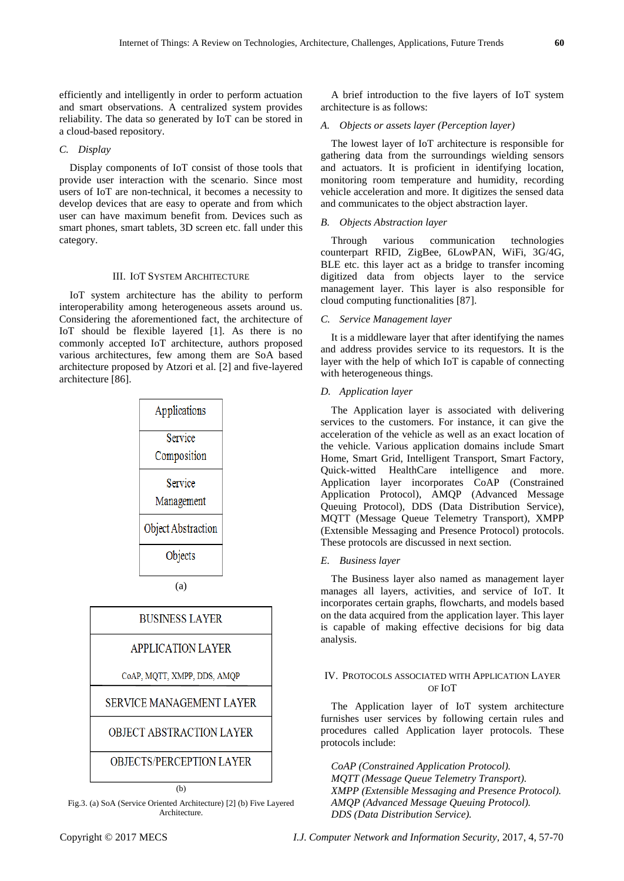efficiently and intelligently in order to perform actuation and smart observations. A centralized system provides reliability. The data so generated by IoT can be stored in a cloud-based repository.

### *C. Display*

Display components of IoT consist of those tools that provide user interaction with the scenario. Since most users of IoT are non-technical, it becomes a necessity to develop devices that are easy to operate and from which user can have maximum benefit from. Devices such as smart phones, smart tablets, 3D screen etc. fall under this category.

## III. IoT System Architecture

IoT system architecture has the ability to perform interoperability among heterogeneous assets around us. Considering the aforementioned fact, the architecture of IoT should be flexible layered [1]. As there is no commonly accepted IoT architecture, authors proposed various architectures, few among them are SoA based architecture proposed by Atzori et al. [2] and five-layered architecture [86].

| Applications |
|---|
| Service Composition |
| Service Management |
| Object Abstraction |
| Objects |

(a)

| BUSINESS LAYER |
|---|
| APPLICATION LAYER<br>CoAP, MQTT, XMPP, DDS, AMQP |
| SERVICE MANAGEMENT LAYER |
| OBJECT ABSTRACTION LAYER |
| OBJECTS/PERCEPTION LAYER |

(b)

Fig.3. (a) SoA (Service Oriented Architecture) [2] (b) Five Layered Architecture.

A brief introduction to the five layers of IoT system architecture is as follows:

### *A. Objects or assets layer (Perception layer)*

The lowest layer of IoT architecture is responsible for gathering data from the surroundings wielding sensors and actuators. It is proficient in identifying location, monitoring room temperature and humidity, recording vehicle acceleration and more. It digitizes the sensed data and communicates to the object abstraction layer.

### *B. Objects Abstraction layer*

Through various communication technologies counterpart RFID, ZigBee, 6LowPAN, WiFi, 3G/4G, BLE etc. this layer act as a bridge to transfer incoming digitized data from objects layer to the service management layer. This layer is also responsible for cloud computing functionalities [87].

### *C. Service Management layer*

It is a middleware layer that after identifying the names and address provides service to its requestors. It is the layer with the help of which IoT is capable of connecting with heterogeneous things.

### *D. Application layer*

The Application layer is associated with delivering services to the customers. For instance, it can give the acceleration of the vehicle as well as an exact location of the vehicle. Various application domains include Smart Home, Smart Grid, Intelligent Transport, Smart Factory, Quick-witted HealthCare intelligence and more. Application layer incorporates CoAP (Constrained Application Protocol), AMQP (Advanced Message Queuing Protocol), DDS (Data Distribution Service), MQTT (Message Queue Telemetry Transport), XMPP (Extensible Messaging and Presence Protocol) protocols. These protocols are discussed in next section.

### *E. Business layer*

The Business layer also named as management layer manages all layers, activities, and service of IoT. It incorporates certain graphs, flowcharts, and models based on the data acquired from the application layer. This layer is capable of making effective decisions for big data analysis.

## IV. Protocols Associated with Application Layer of IoT

The Application layer of IoT system architecture furnishes user services by following certain rules and procedures called Application layer protocols. These protocols include:

*CoAP (Constrained Application Protocol).*
*MQTT (Message Queue Telemetry Transport).*
*XMPP (Extensible Messaging and Presence Protocol).*
*AMQP (Advanced Message Queuing Protocol).*
*DDS (Data Distribution Service).*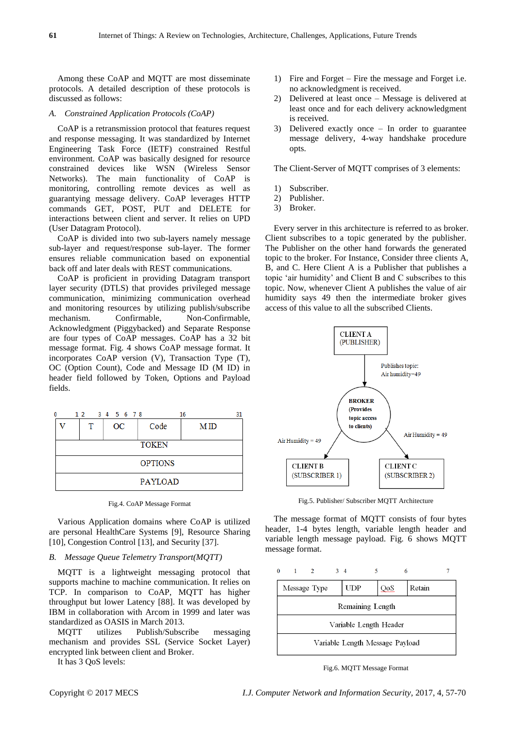Among these CoAP and MQTT are most disseminate protocols. A detailed description of these protocols is discussed as follows:

### *A. Constrained Application Protocols (CoAP)*

CoAP is a retransmission protocol that features request and response messaging. It was standardized by Internet Engineering Task Force (IETF) constrained Restful environment. CoAP was basically designed for resource constrained devices like WSN (Wireless Sensor Networks). The main functionality of CoAP is monitoring, controlling remote devices as well as guarantying message delivery. CoAP leverages HTTP commands GET, POST, PUT and DELETE for interactions between client and server. It relies on UPD (User Datagram Protocol).

CoAP is divided into two sub-layers namely message sub-layer and request/response sub-layer. The former ensures reliable communication based on exponential back off and later deals with REST communications.

CoAP is proficient in providing Datagram transport layer security (DTLS) that provides privileged message communication, minimizing communication overhead and monitoring resources by utilizing publish/subscribe mechanism. Confirmable, Non-Confirmable, Acknowledgment (Piggybacked) and Separate Response are four types of CoAP messages. CoAP has a 32 bit message format. Fig. 4 shows CoAP message format. It incorporates CoAP version (V), Transaction Type (T), OC (Option Count), Code and Message ID (M ID) in header field followed by Token, Options and Payload fields.

| V | T | OC | Code | M ID |
|---|---|---|---|---|
| TOKEN | | | | |
| OPTIONS | | | | |
| PAYLOAD | | | | |

Fig.4. CoAP Message Format

Various Application domains where CoAP is utilized are personal HealthCare Systems [9], Resource Sharing [10], Congestion Control [13], and Security [37].

### *B. Message Queue Telemetry Transport(MQTT)*

MQTT is a lightweight messaging protocol that supports machine to machine communication. It relies on TCP. In comparison to CoAP, MQTT has higher throughput but lower Latency [88]. It was developed by IBM in collaboration with Arcom in 1999 and later was standardized as OASIS in March 2013.

MQTT utilizes Publish/Subscribe messaging mechanism and provides SSL (Service Socket Layer) encrypted link between client and Broker.

It has 3 QoS levels:

1) Fire and Forget – Fire the message and Forget i.e. no acknowledgment is received.
2) Delivered at least once – Message is delivered at least once and for each delivery acknowledgment is received.
3) Delivered exactly once – In order to guarantee message delivery, 4-way handshake procedure opts.

The Client-Server of MQTT comprises of 3 elements:

1) Subscriber.
2) Publisher.
3) Broker.

Every server in this architecture is referred to as broker. Client subscribes to a topic generated by the publisher. The Publisher on the other hand forwards the generated topic to the broker. For Instance, Consider three clients A, B, and C. Here Client A is a Publisher that publishes a topic 'air humidity' and Client B and C subscribes to this topic. Now, whenever Client A publishes the value of air humidity says 49 then the intermediate broker gives access of this value to all the subscribed Clients.

Fig.5. Publisher/ Subscriber MQTT Architecture

The message format of MQTT consists of four bytes header, 1-4 bytes length, variable length header and variable length message payload. Fig. 6 shows MQTT message format.

| Message Type | UDP | QoS | Retain |
|---|---|---|---|
| Remaining Length | | | |
| Variable Length Header | | | |
| Variable Length Message Payload | | | |

Fig.6. MQTT Message Format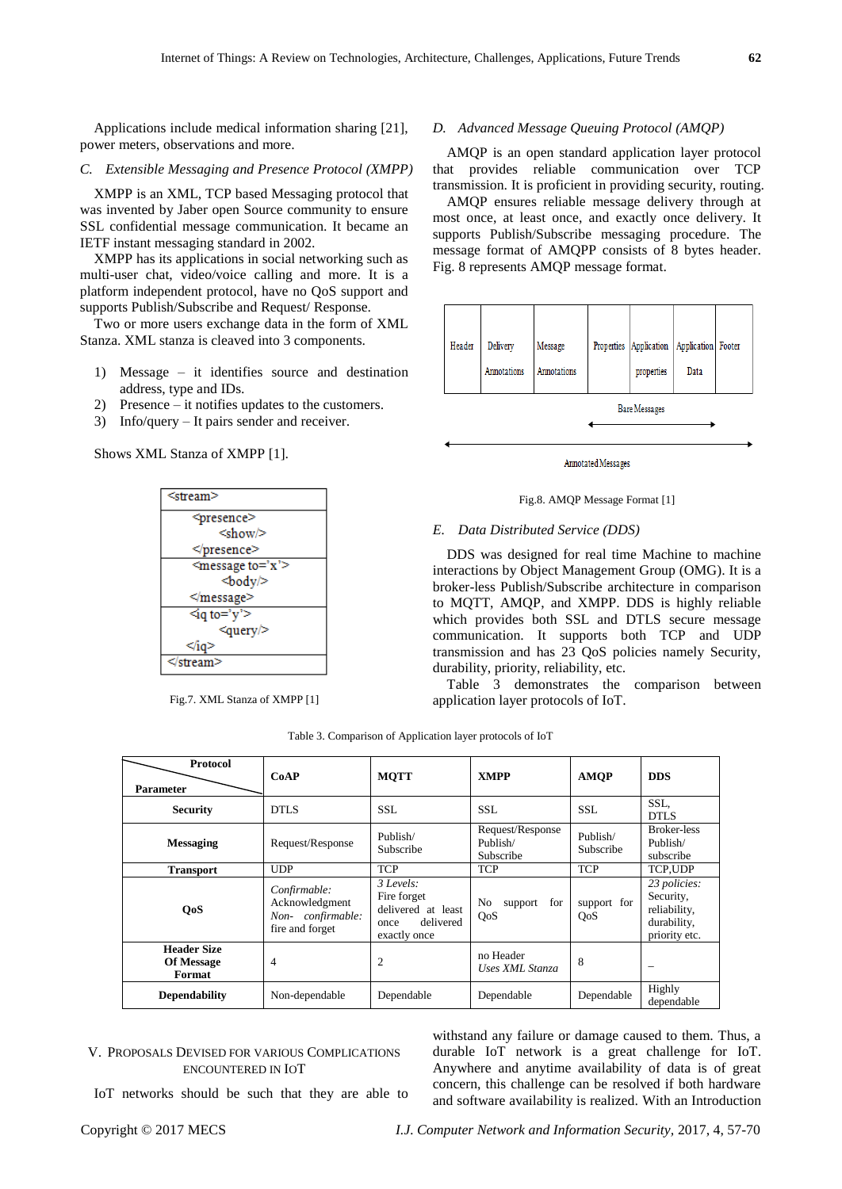Applications include medical information sharing [21], power meters, observations and more.

### C. Extensible Messaging and Presence Protocol (XMPP)

XMPP is an XML, TCP based Messaging protocol that was invented by Jaber open Source community to ensure SSL confidential message communication. It became an IETF instant messaging standard in 2002.

XMPP has its applications in social networking such as multi-user chat, video/voice calling and more. It is a platform independent protocol, have no QoS support and supports Publish/Subscribe and Request/ Response.

Two or more users exchange data in the form of XML Stanza. XML stanza is cleaved into 3 components.

1) Message – it identifies source and destination address, type and IDs.
2) Presence – it notifies updates to the customers.
3) Info/query – It pairs sender and receiver.

Shows XML Stanza of XMPP [1].

```
<stream>
    <presence>
        <show/>
    </presence>
    <message to='x'>
        <body/>
    </message>
    <iq to='y'>
        <query/>
    </iq>
</stream>
```

Fig.7. XML Stanza of XMPP [1]

### D. Advanced Message Queuing Protocol (AMQP)

AMQP is an open standard application layer protocol that provides reliable communication over TCP transmission. It is proficient in providing security, routing.

AMQP ensures reliable message delivery through at most once, at least once, and exactly once delivery. It supports Publish/Subscribe messaging procedure. The message format of AMQPP consists of 8 bytes header. Fig. 8 represents AMQP message format.

| Header | Delivery Annotations | Message Annotations | Properties | Application properties | Application Data | Footer |
|---|---|---|---|---|---|---|

Bare Messages (Properties – Application Data)

Annotated Messages (Header – Footer)

Fig.8. AMQP Message Format [1]

### E. Data Distributed Service (DDS)

DDS was designed for real time Machine to machine interactions by Object Management Group (OMG). It is a broker-less Publish/Subscribe architecture in comparison to MQTT, AMQP, and XMPP. DDS is highly reliable which provides both SSL and DTLS secure message communication. It supports both TCP and UDP transmission and has 23 QoS policies namely Security, durability, priority, reliability, etc.

Table 3 demonstrates the comparison between application layer protocols of IoT.

Table 3. Comparison of Application layer protocols of IoT

| Parameter \ Protocol | CoAP | MQTT | XMPP | AMQP | DDS |
|---|---|---|---|---|---|
| **Security** | DTLS | SSL | SSL | SSL | SSL, DTLS |
| **Messaging** | Request/Response | Publish/ Subscribe | Request/Response Publish/ Subscribe | Publish/ Subscribe | Broker-less Publish/ subscribe |
| **Transport** | UDP | TCP | TCP | TCP | TCP,UDP |
| **QoS** | *Confirmable:* Acknowledgment *Non- confirmable:* fire and forget | *3 Levels:* Fire forget delivered at least once delivered exactly once | No support for QoS | support for QoS | *23 policies:* Security, reliability, durability, priority etc. |
| **Header Size Of Message Format** | 4 | 2 | no Header *Uses XML Stanza* | 8 | – |
| **Dependability** | Non-dependable | Dependable | Dependable | Dependable | Highly dependable |

## V. Proposals Devised for Various Complications Encountered in IoT

IoT networks should be such that they are able to withstand any failure or damage caused to them. Thus, a durable IoT network is a great challenge for IoT. Anywhere and anytime availability of data is of great concern, this challenge can be resolved if both hardware and software availability is realized. With an Introduction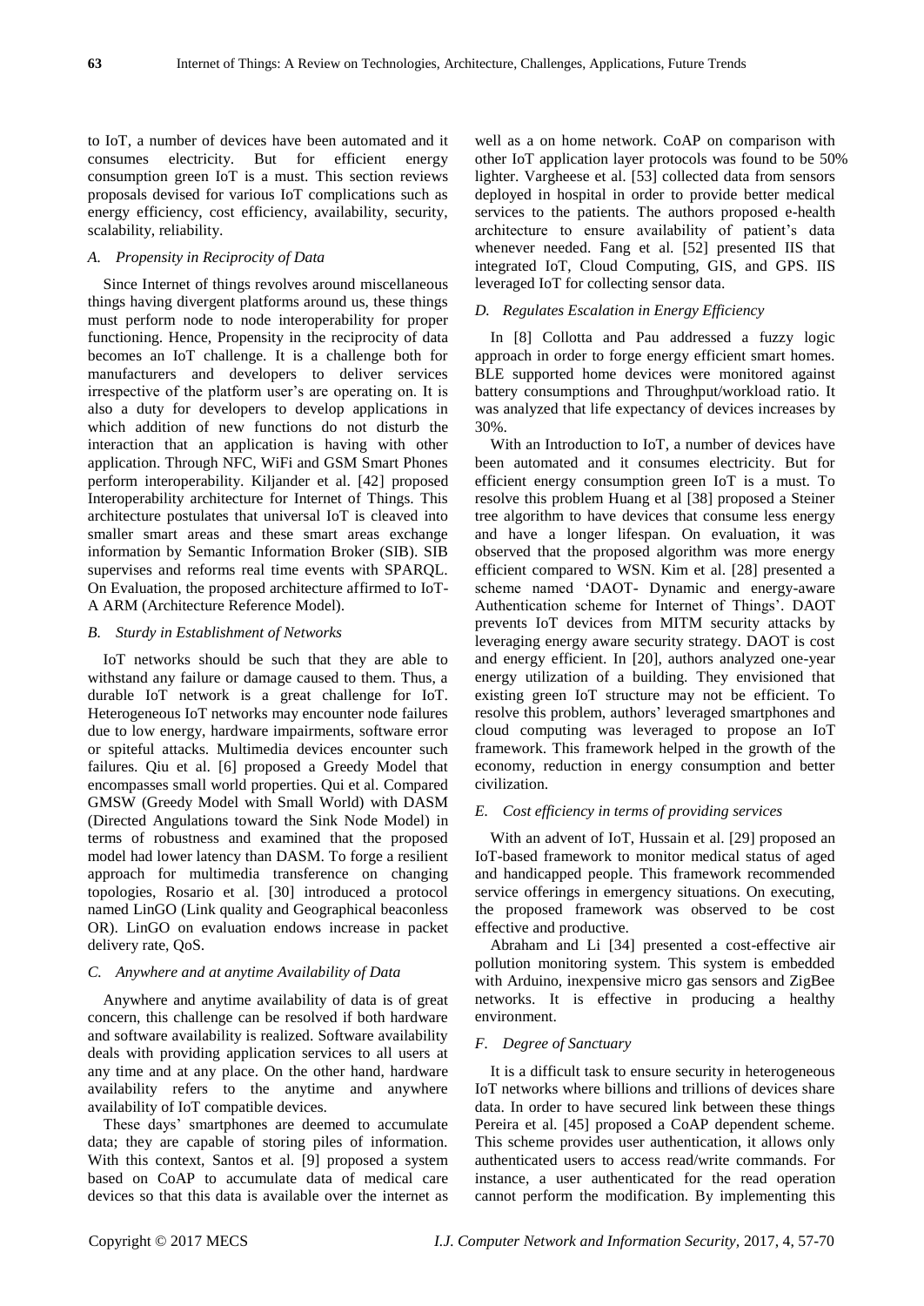to IoT, a number of devices have been automated and it consumes electricity. But for efficient energy consumption green IoT is a must. This section reviews proposals devised for various IoT complications such as energy efficiency, cost efficiency, availability, security, scalability, reliability.

### *A. Propensity in Reciprocity of Data*

Since Internet of things revolves around miscellaneous things having divergent platforms around us, these things must perform node to node interoperability for proper functioning. Hence, Propensity in the reciprocity of data becomes an IoT challenge. It is a challenge both for manufacturers and developers to deliver services irrespective of the platform user's are operating on. It is also a duty for developers to develop applications in which addition of new functions do not disturb the interaction that an application is having with other application. Through NFC, WiFi and GSM Smart Phones perform interoperability. Kiljander et al. [42] proposed Interoperability architecture for Internet of Things. This architecture postulates that universal IoT is cleaved into smaller smart areas and these smart areas exchange information by Semantic Information Broker (SIB). SIB supervises and reforms real time events with SPARQL. On Evaluation, the proposed architecture affirmed to IoT-A ARM (Architecture Reference Model).

### *B. Sturdy in Establishment of Networks*

IoT networks should be such that they are able to withstand any failure or damage caused to them. Thus, a durable IoT network is a great challenge for IoT. Heterogeneous IoT networks may encounter node failures due to low energy, hardware impairments, software error or spiteful attacks. Multimedia devices encounter such failures. Qiu et al. [6] proposed a Greedy Model that encompasses small world properties. Qui et al. Compared GMSW (Greedy Model with Small World) with DASM (Directed Angulations toward the Sink Node Model) in terms of robustness and examined that the proposed model had lower latency than DASM. To forge a resilient approach for multimedia transference on changing topologies, Rosario et al. [30] introduced a protocol named LinGO (Link quality and Geographical beaconless OR). LinGO on evaluation endows increase in packet delivery rate, QoS.

### *C. Anywhere and at anytime Availability of Data*

Anywhere and anytime availability of data is of great concern, this challenge can be resolved if both hardware and software availability is realized. Software availability deals with providing application services to all users at any time and at any place. On the other hand, hardware availability refers to the anytime and anywhere availability of IoT compatible devices.

These days' smartphones are deemed to accumulate data; they are capable of storing piles of information. With this context, Santos et al. [9] proposed a system based on CoAP to accumulate data of medical care devices so that this data is available over the internet as well as a on home network. CoAP on comparison with other IoT application layer protocols was found to be 50% lighter. Vargheese et al. [53] collected data from sensors deployed in hospital in order to provide better medical services to the patients. The authors proposed e-health architecture to ensure availability of patient's data whenever needed. Fang et al. [52] presented IIS that integrated IoT, Cloud Computing, GIS, and GPS. IIS leveraged IoT for collecting sensor data.

### *D. Regulates Escalation in Energy Efficiency*

In [8] Collotta and Pau addressed a fuzzy logic approach in order to forge energy efficient smart homes. BLE supported home devices were monitored against battery consumptions and Throughput/workload ratio. It was analyzed that life expectancy of devices increases by 30%.

With an Introduction to IoT, a number of devices have been automated and it consumes electricity. But for efficient energy consumption green IoT is a must. To resolve this problem Huang et al [38] proposed a Steiner tree algorithm to have devices that consume less energy and have a longer lifespan. On evaluation, it was observed that the proposed algorithm was more energy efficient compared to WSN. Kim et al. [28] presented a scheme named 'DAOT- Dynamic and energy-aware Authentication scheme for Internet of Things'. DAOT prevents IoT devices from MITM security attacks by leveraging energy aware security strategy. DAOT is cost and energy efficient. In [20], authors analyzed one-year energy utilization of a building. They envisioned that existing green IoT structure may not be efficient. To resolve this problem, authors' leveraged smartphones and cloud computing was leveraged to propose an IoT framework. This framework helped in the growth of the economy, reduction in energy consumption and better civilization.

### *E. Cost efficiency in terms of providing services*

With an advent of IoT, Hussain et al. [29] proposed an IoT-based framework to monitor medical status of aged and handicapped people. This framework recommended service offerings in emergency situations. On executing, the proposed framework was observed to be cost effective and productive.

Abraham and Li [34] presented a cost-effective air pollution monitoring system. This system is embedded with Arduino, inexpensive micro gas sensors and ZigBee networks. It is effective in producing a healthy environment.

### *F. Degree of Sanctuary*

It is a difficult task to ensure security in heterogeneous IoT networks where billions and trillions of devices share data. In order to have secured link between these things Pereira et al. [45] proposed a CoAP dependent scheme. This scheme provides user authentication, it allows only authenticated users to access read/write commands. For instance, a user authenticated for the read operation cannot perform the modification. By implementing this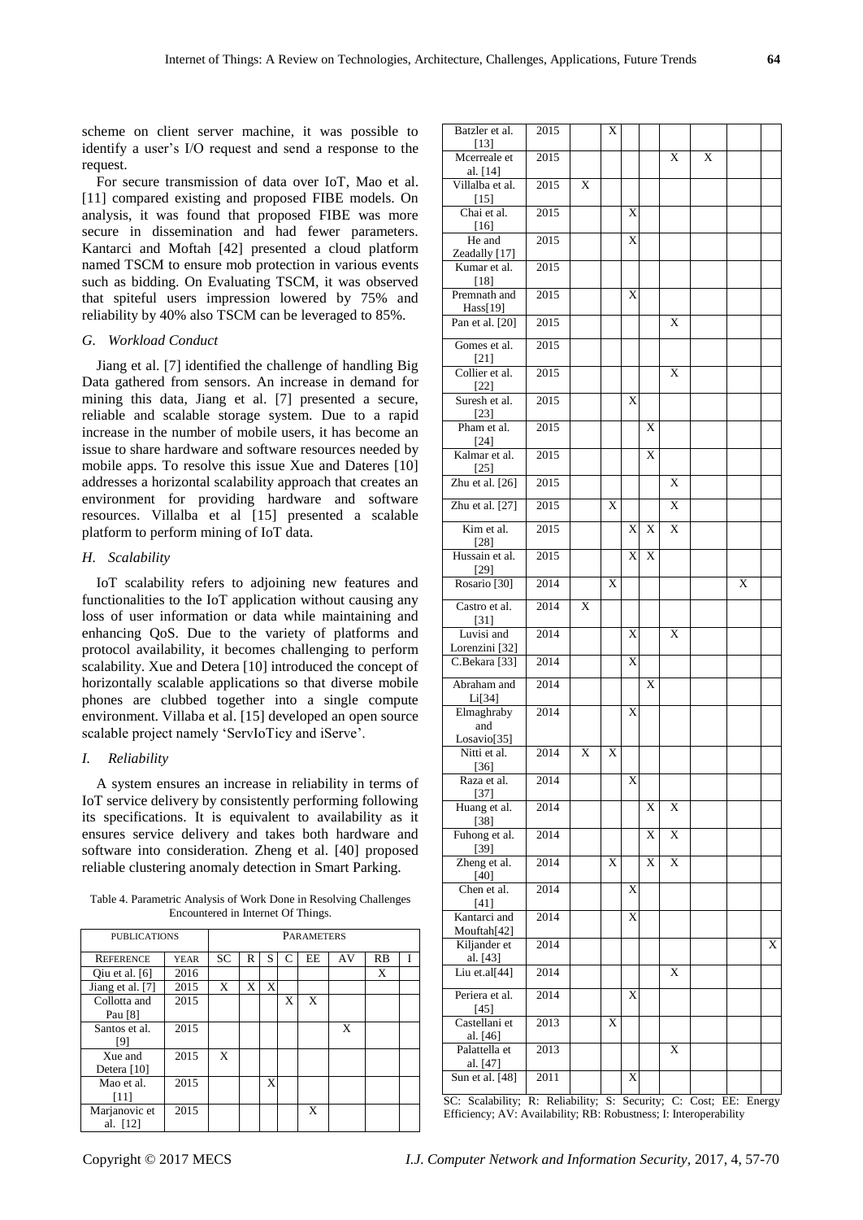scheme on client server machine, it was possible to identify a user's I/O request and send a response to the request.

For secure transmission of data over IoT, Mao et al. [11] compared existing and proposed FIBE models. On analysis, it was found that proposed FIBE was more secure in dissemination and had fewer parameters. Kantarci and Moftah [42] presented a cloud platform named TSCM to ensure mob protection in various events such as bidding. On Evaluating TSCM, it was observed that spiteful users impression lowered by 75% and reliability by 40% also TSCM can be leveraged to 85%.

### *G. Workload Conduct*

Jiang et al. [7] identified the challenge of handling Big Data gathered from sensors. An increase in demand for mining this data, Jiang et al. [7] presented a secure, reliable and scalable storage system. Due to a rapid increase in the number of mobile users, it has become an issue to share hardware and software resources needed by mobile apps. To resolve this issue Xue and Dateres [10] addresses a horizontal scalability approach that creates an environment for providing hardware and software resources. Villalba et al [15] presented a scalable platform to perform mining of IoT data.

### *H. Scalability*

IoT scalability refers to adjoining new features and functionalities to the IoT application without causing any loss of user information or data while maintaining and enhancing QoS. Due to the variety of platforms and protocol availability, it becomes challenging to perform scalability. Xue and Detera [10] introduced the concept of horizontally scalable applications so that diverse mobile phones are clubbed together into a single compute environment. Villaba et al. [15] developed an open source scalable project namely 'ServIoTicy and iServe'.

### *I. Reliability*

A system ensures an increase in reliability in terms of IoT service delivery by consistently performing following its specifications. It is equivalent to availability as it ensures service delivery and takes both hardware and software into consideration. Zheng et al. [40] proposed reliable clustering anomaly detection in Smart Parking.

Table 4. Parametric Analysis of Work Done in Resolving Challenges Encountered in Internet Of Things.

| Publications | | Parameters | | | | | | | |
|---|---|---|---|---|---|---|---|---|---|
| Reference | Year | SC | R | S | C | EE | AV | RB | I |
| Qiu et al. [6] | 2016 | | | | | | | X | |
| Jiang et al. [7] | 2015 | X | X | X | | | | | |
| Collotta and Pau [8] | 2015 | | | | X | X | | | |
| Santos et al. [9] | 2015 | | | | | | X | | |
| Xue and Detera [10] | 2015 | X | | | | | | | |
| Mao et al. [11] | 2015 | | | X | | | | | |
| Marjanovic et al. [12] | 2015 | | | | | X | | | |
| Batzler et al. [13] | 2015 | | X | | | | | | |
| Mcerreale et al. [14] | 2015 | | | | | X | X | | |
| Villalba et al. [15] | 2015 | X | | | | | | | |
| Chai et al. [16] | 2015 | | | X | | | | | |
| He and Zeadally [17] | 2015 | | | X | | | | | |
| Kumar et al. [18] | 2015 | | | | | | | | |
| Premnath and Hass[19] | 2015 | | | X | | | | | |
| Pan et al. [20] | 2015 | | | | | X | | | |
| Gomes et al. [21] | 2015 | | | | | | | | |
| Collier et al. [22] | 2015 | | | | | X | | | |
| Suresh et al. [23] | 2015 | | | X | | | | | |
| Pham et al. [24] | 2015 | | | | X | | | | |
| Kalmar et al. [25] | 2015 | | | | X | | | | |
| Zhu et al. [26] | 2015 | | | | | X | | | |
| Zhu et al. [27] | 2015 | | X | | | X | | | |
| Kim et al. [28] | 2015 | | | X | X | X | | | |
| Hussain et al. [29] | 2015 | | | X | X | | | | |
| Rosario [30] | 2014 | | X | | | | | X | |
| Castro et al. [31] | 2014 | X | | | | | | | |
| Luvisi and Lorenzini [32] | 2014 | | | X | | X | | | |
| C.Bekara [33] | 2014 | | | X | | | | | |
| Abraham and Li[34] | 2014 | | | | X | | | | |
| Elmaghraby and Losavio[35] | 2014 | | | X | | | | | |
| Nitti et al. [36] | 2014 | X | X | | | | | | |
| Raza et al. [37] | 2014 | | | X | | | | | |
| Huang et al. [38] | 2014 | | | | X | X | | | |
| Fuhong et al. [39] | 2014 | | | | X | X | | | |
| Zheng et al. [40] | 2014 | | X | | X | X | | | |
| Chen et al. [41] | 2014 | | | X | | | | | |
| Kantarci and Mouftah[42] | 2014 | | | X | | | | | |
| Kiljander et al. [43] | 2014 | | | | | | | | X |
| Liu et.al[44] | 2014 | | | | | X | | | |
| Periera et al. [45] | 2014 | | | X | | | | | |
| Castellani et al. [46] | 2013 | | X | | | | | | |
| Palattella et al. [47] | 2013 | | | | | X | | | |
| Sun et al. [48] | 2011 | | | X | | | | | |

SC: Scalability; R: Reliability; S: Security; C: Cost; EE: Energy Efficiency; AV: Availability; RB: Robustness; I: Interoperability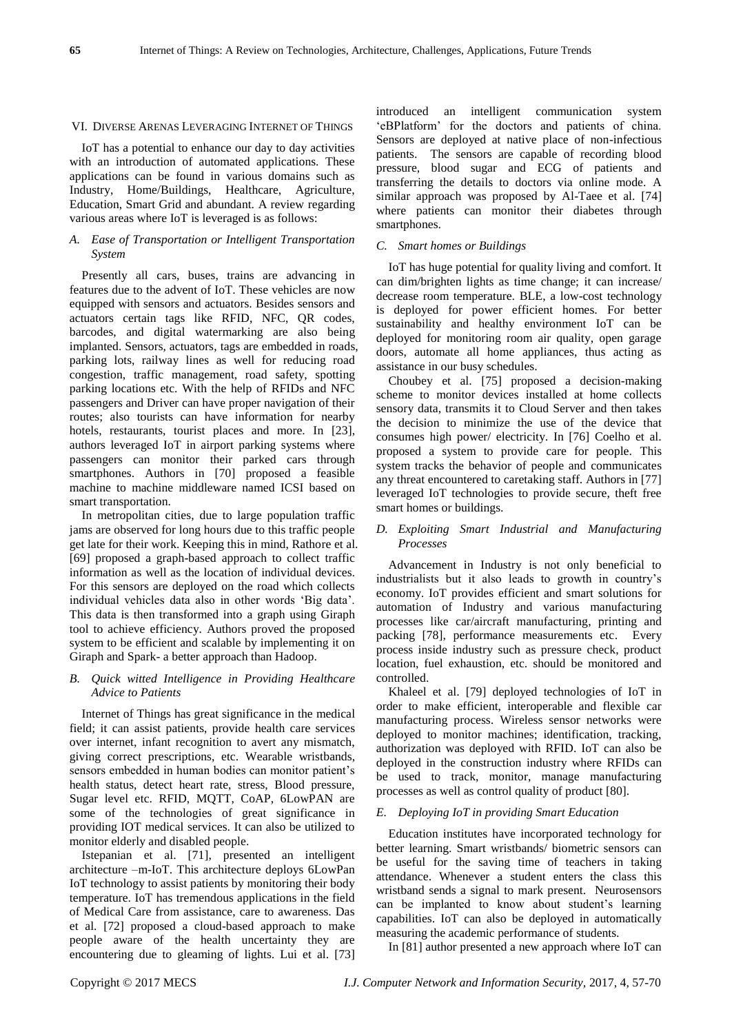## VI. DIVERSE ARENAS LEVERAGING INTERNET OF THINGS

IoT has a potential to enhance our day to day activities with an introduction of automated applications. These applications can be found in various domains such as Industry, Home/Buildings, Healthcare, Agriculture, Education, Smart Grid and abundant. A review regarding various areas where IoT is leveraged is as follows:

### *A. Ease of Transportation or Intelligent Transportation System*

Presently all cars, buses, trains are advancing in features due to the advent of IoT. These vehicles are now equipped with sensors and actuators. Besides sensors and actuators certain tags like RFID, NFC, QR codes, barcodes, and digital watermarking are also being implanted. Sensors, actuators, tags are embedded in roads, parking lots, railway lines as well for reducing road congestion, traffic management, road safety, spotting parking locations etc. With the help of RFIDs and NFC passengers and Driver can have proper navigation of their routes; also tourists can have information for nearby hotels, restaurants, tourist places and more. In [23], authors leveraged IoT in airport parking systems where passengers can monitor their parked cars through smartphones. Authors in [70] proposed a feasible machine to machine middleware named ICSI based on smart transportation.

In metropolitan cities, due to large population traffic jams are observed for long hours due to this traffic people get late for their work. Keeping this in mind, Rathore et al. [69] proposed a graph-based approach to collect traffic information as well as the location of individual devices. For this sensors are deployed on the road which collects individual vehicles data also in other words 'Big data'. This data is then transformed into a graph using Giraph tool to achieve efficiency. Authors proved the proposed system to be efficient and scalable by implementing it on Giraph and Spark- a better approach than Hadoop.

### *B. Quick witted Intelligence in Providing Healthcare Advice to Patients*

Internet of Things has great significance in the medical field; it can assist patients, provide health care services over internet, infant recognition to avert any mismatch, giving correct prescriptions, etc. Wearable wristbands, sensors embedded in human bodies can monitor patient's health status, detect heart rate, stress, Blood pressure, Sugar level etc. RFID, MQTT, CoAP, 6LowPAN are some of the technologies of great significance in providing IOT medical services. It can also be utilized to monitor elderly and disabled people.

Istepanian et al. [71], presented an intelligent architecture –m-IoT. This architecture deploys 6LowPan IoT technology to assist patients by monitoring their body temperature. IoT has tremendous applications in the field of Medical Care from assistance, care to awareness. Das et al. [72] proposed a cloud-based approach to make people aware of the health uncertainty they are encountering due to gleaming of lights. Lui et al. [73] introduced an intelligent communication system 'eBPlatform' for the doctors and patients of china. Sensors are deployed at native place of non-infectious patients. The sensors are capable of recording blood pressure, blood sugar and ECG of patients and transferring the details to doctors via online mode. A similar approach was proposed by Al-Taee et al. [74] where patients can monitor their diabetes through smartphones.

### *C. Smart homes or Buildings*

IoT has huge potential for quality living and comfort. It can dim/brighten lights as time change; it can increase/ decrease room temperature. BLE, a low-cost technology is deployed for power efficient homes. For better sustainability and healthy environment IoT can be deployed for monitoring room air quality, open garage doors, automate all home appliances, thus acting as assistance in our busy schedules.

Choubey et al. [75] proposed a decision-making scheme to monitor devices installed at home collects sensory data, transmits it to Cloud Server and then takes the decision to minimize the use of the device that consumes high power/ electricity. In [76] Coelho et al. proposed a system to provide care for people. This system tracks the behavior of people and communicates any threat encountered to caretaking staff. Authors in [77] leveraged IoT technologies to provide secure, theft free smart homes or buildings.

### *D. Exploiting Smart Industrial and Manufacturing Processes*

Advancement in Industry is not only beneficial to industrialists but it also leads to growth in country's economy. IoT provides efficient and smart solutions for automation of Industry and various manufacturing processes like car/aircraft manufacturing, printing and packing [78], performance measurements etc. Every process inside industry such as pressure check, product location, fuel exhaustion, etc. should be monitored and controlled.

Khaleel et al. [79] deployed technologies of IoT in order to make efficient, interoperable and flexible car manufacturing process. Wireless sensor networks were deployed to monitor machines; identification, tracking, authorization was deployed with RFID. IoT can also be deployed in the construction industry where RFIDs can be used to track, monitor, manage manufacturing processes as well as control quality of product [80].

### *E. Deploying IoT in providing Smart Education*

Education institutes have incorporated technology for better learning. Smart wristbands/ biometric sensors can be useful for the saving time of teachers in taking attendance. Whenever a student enters the class this wristband sends a signal to mark present. Neurosensors can be implanted to know about student's learning capabilities. IoT can also be deployed in automatically measuring the academic performance of students.

In [81] author presented a new approach where IoT can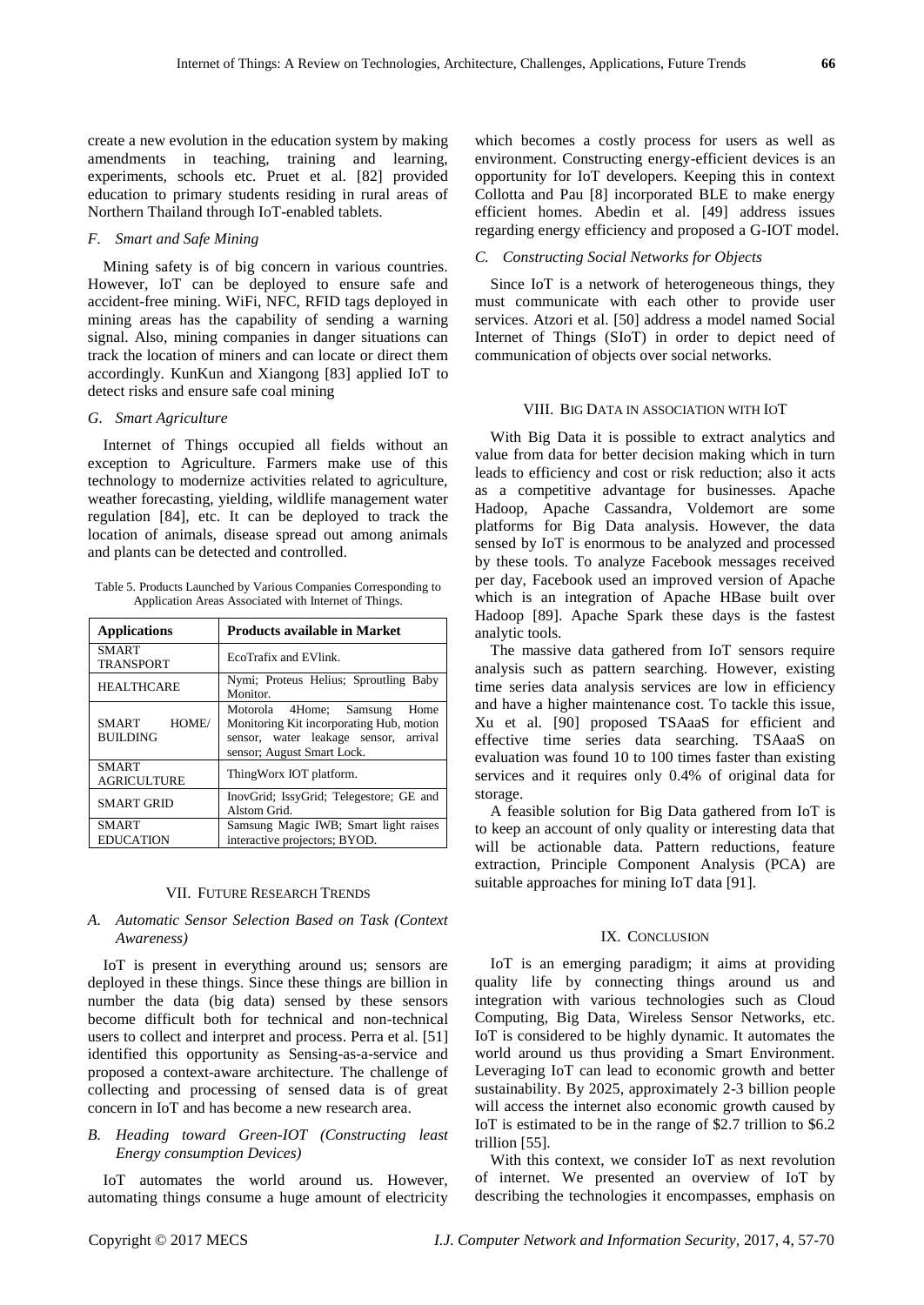create a new evolution in the education system by making amendments in teaching, training and learning, experiments, schools etc. Pruet et al. [82] provided education to primary students residing in rural areas of Northern Thailand through IoT-enabled tablets.

### *F. Smart and Safe Mining*

Mining safety is of big concern in various countries. However, IoT can be deployed to ensure safe and accident-free mining. WiFi, NFC, RFID tags deployed in mining areas has the capability of sending a warning signal. Also, mining companies in danger situations can track the location of miners and can locate or direct them accordingly. KunKun and Xiangong [83] applied IoT to detect risks and ensure safe coal mining

### *G. Smart Agriculture*

Internet of Things occupied all fields without an exception to Agriculture. Farmers make use of this technology to modernize activities related to agriculture, weather forecasting, yielding, wildlife management water regulation [84], etc. It can be deployed to track the location of animals, disease spread out among animals and plants can be detected and controlled.

Table 5. Products Launched by Various Companies Corresponding to Application Areas Associated with Internet of Things.

| **Applications** | **Products available in Market** |
|---|---|
| SMART TRANSPORT | EcoTrafix and EVlink. |
| HEALTHCARE | Nymi; Proteus Helius; Sproutling Baby Monitor. |
| SMART HOME/ BUILDING | Motorola 4Home; Samsung Home Monitoring Kit incorporating Hub, motion sensor, water leakage sensor, arrival sensor; August Smart Lock. |
| SMART AGRICULTURE | ThingWorx IOT platform. |
| SMART GRID | InovGrid; IssyGrid; Telegestore; GE and Alstom Grid. |
| SMART EDUCATION | Samsung Magic IWB; Smart light raises interactive projectors; BYOD. |

## VII. Future Research Trends

### *A. Automatic Sensor Selection Based on Task (Context Awareness)*

IoT is present in everything around us; sensors are deployed in these things. Since these things are billion in number the data (big data) sensed by these sensors become difficult both for technical and non-technical users to collect and interpret and process. Perra et al. [51] identified this opportunity as Sensing-as-a-service and proposed a context-aware architecture. The challenge of collecting and processing of sensed data is of great concern in IoT and has become a new research area.

### *B. Heading toward Green-IOT (Constructing least Energy consumption Devices)*

IoT automates the world around us. However, automating things consume a huge amount of electricity which becomes a costly process for users as well as environment. Constructing energy-efficient devices is an opportunity for IoT developers. Keeping this in context Collotta and Pau [8] incorporated BLE to make energy efficient homes. Abedin et al. [49] address issues regarding energy efficiency and proposed a G-IOT model.

### *C. Constructing Social Networks for Objects*

Since IoT is a network of heterogeneous things, they must communicate with each other to provide user services. Atzori et al. [50] address a model named Social Internet of Things (SIoT) in order to depict need of communication of objects over social networks.

## VIII. Big Data in Association with IoT

With Big Data it is possible to extract analytics and value from data for better decision making which in turn leads to efficiency and cost or risk reduction; also it acts as a competitive advantage for businesses. Apache Hadoop, Apache Cassandra, Voldemort are some platforms for Big Data analysis. However, the data sensed by IoT is enormous to be analyzed and processed by these tools. To analyze Facebook messages received per day, Facebook used an improved version of Apache which is an integration of Apache HBase built over Hadoop [89]. Apache Spark these days is the fastest analytic tools.

The massive data gathered from IoT sensors require analysis such as pattern searching. However, existing time series data analysis services are low in efficiency and have a higher maintenance cost. To tackle this issue, Xu et al. [90] proposed TSAaaS for efficient and effective time series data searching. TSAaaS on evaluation was found 10 to 100 times faster than existing services and it requires only 0.4% of original data for storage.

A feasible solution for Big Data gathered from IoT is to keep an account of only quality or interesting data that will be actionable data. Pattern reductions, feature extraction, Principle Component Analysis (PCA) are suitable approaches for mining IoT data [91].

## IX. Conclusion

IoT is an emerging paradigm; it aims at providing quality life by connecting things around us and integration with various technologies such as Cloud Computing, Big Data, Wireless Sensor Networks, etc. IoT is considered to be highly dynamic. It automates the world around us thus providing a Smart Environment. Leveraging IoT can lead to economic growth and better sustainability. By 2025, approximately 2-3 billion people will access the internet also economic growth caused by IoT is estimated to be in the range of $2.7 trillion to $6.2 trillion [55].

With this context, we consider IoT as next revolution of internet. We presented an overview of IoT by describing the technologies it encompasses, emphasis on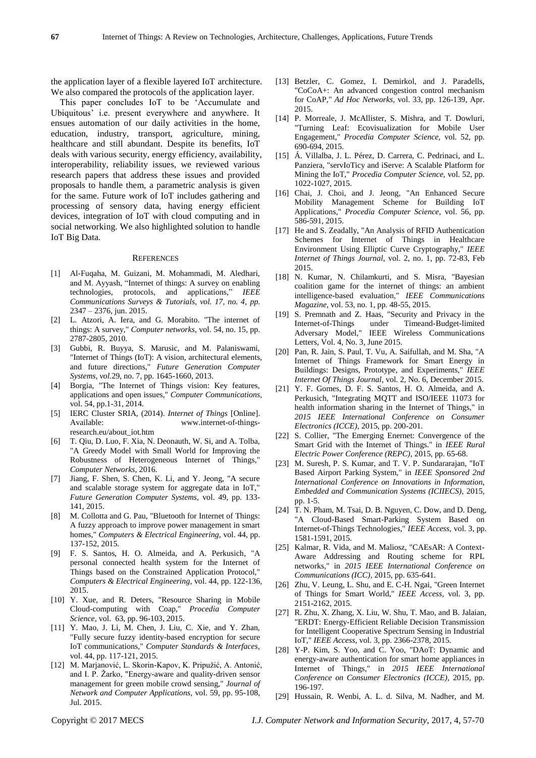the application layer of a flexible layered IoT architecture. We also compared the protocols of the application layer.

This paper concludes IoT to be 'Accumulate and Ubiquitous' i.e. present everywhere and anywhere. It ensues automation of our daily activities in the home, education, industry, transport, agriculture, mining, healthcare and still abundant. Despite its benefits, IoT deals with various security, energy efficiency, availability, interoperability, reliability issues, we reviewed various research papers that address these issues and provided proposals to handle them, a parametric analysis is given for the same. Future work of IoT includes gathering and processing of sensory data, having energy efficient devices, integration of IoT with cloud computing and in social networking. We also highlighted solution to handle IoT Big Data.

## REFERENCES

- [1] Al-Fuqaha, M. Guizani, M. Mohammadi, M. Aledhari, and M. Ayyash, "Internet of things: A survey on enabling technologies, protocols, and applications," *IEEE Communications Surveys & Tutorials, vol. 17, no. 4, pp.* 2347 – 2376, jun. 2015.
- [2] L. Atzori, A. Iera, and G. Morabito. "The internet of things: A survey," *Computer networks*, vol. 54, no. 15, pp. 2787-2805, 2010.
- [3] Gubbi, R. Buyya, S. Marusic, and M. Palaniswami, "Internet of Things (IoT): A vision, architectural elements, and future directions," *Future Generation Computer Systems, vol.*29, no. 7, pp. 1645-1660, 2013.
- [4] Borgia, "The Internet of Things vision: Key features, applications and open issues," *Computer Communications*, vol. 54, pp.1-31, 2014.
- [5] IERC Cluster SRIA, (2014). *Internet of Things* [Online]. Available: www.internet-of-things-research.eu/about_iot.htm
- [6] T. Qiu, D. Luo, F. Xia, N. Deonauth, W. Si, and A. Tolba, "A Greedy Model with Small World for Improving the Robustness of Heterogeneous Internet of Things," *Computer Networks*, 2016.
- [7] Jiang, F. Shen, S. Chen, K. Li, and Y. Jeong, "A secure and scalable storage system for aggregate data in IoT," *Future Generation Computer Systems*, vol. 49, pp. 133-141, 2015.
- [8] M. Collotta and G. Pau, "Bluetooth for Internet of Things: A fuzzy approach to improve power management in smart homes," *Computers & Electrical Engineering*, vol. 44, pp. 137-152, 2015.
- [9] F. S. Santos, H. O. Almeida, and A. Perkusich, "A personal connected health system for the Internet of Things based on the Constrained Application Protocol," *Computers & Electrical Engineering*, vol. 44, pp. 122-136, 2015.
- [10] Y. Xue, and R. Deters, "Resource Sharing in Mobile Cloud-computing with Coap," *Procedia Computer Science*, vol. 63, pp. 96-103, 2015.
- [11] Y. Mao, J. Li, M. Chen, J. Liu, C. Xie, and Y. Zhan, "Fully secure fuzzy identity-based encryption for secure IoT communications," *Computer Standards & Interfaces*, vol. 44, pp. 117-121, 2015.
- [12] M. Marjanović, L. Skorin-Kapov, K. Pripužić, A. Antonić, and I. P. Žarko, "Energy-aware and quality-driven sensor management for green mobile crowd sensing," *Journal of Network and Computer Applications*, vol. 59, pp. 95-108, Jul. 2015.
- [13] Betzler, C. Gomez, I. Demirkol, and J. Paradells, "CoCoA+: An advanced congestion control mechanism for CoAP," *Ad Hoc Networks*, vol. 33, pp. 126-139, Apr. 2015.
- [14] P. Morreale, J. McAllister, S. Mishra, and T. Dowluri, "Turning Leaf: Ecovisualization for Mobile User Engagement," *Procedia Computer Science*, vol. 52, pp. 690-694, 2015.
- [15] Á. Villalba, J. L. Pérez, D. Carrera, C. Pedrinaci, and L. Panziera, "servIoTicy and iServe: A Scalable Platform for Mining the IoT," *Procedia Computer Science*, vol. 52, pp. 1022-1027, 2015.
- [16] Chai, J. Choi, and J. Jeong, "An Enhanced Secure Mobility Management Scheme for Building IoT Applications," *Procedia Computer Science*, vol. 56, pp. 586-591, 2015.
- [17] He and S. Zeadally, "An Analysis of RFID Authentication Schemes for Internet of Things in Healthcare Environment Using Elliptic Curve Cryptography," *IEEE Internet of Things Journal*, vol. 2, no. 1, pp. 72-83, Feb 2015.
- [18] N. Kumar, N. Chilamkurti, and S. Misra, "Bayesian coalition game for the internet of things: an ambient intelligence-based evaluation," *IEEE Communications Magazine*, vol. 53, no. 1, pp. 48-55, 2015.
- [19] S. Premnath and Z. Haas, "Security and Privacy in the Internet-of-Things under Timeand-Budget-limited Adversary Model," IEEE Wireless Communications Letters, Vol. 4, No. 3, June 2015.
- [20] Pan, R. Jain, S. Paul, T. Vu, A. Saifullah, and M. Sha, "A Internet of Things Framework for Smart Energy in Buildings: Designs, Prototype, and Experiments," *IEEE Internet Of Things Journal*, vol. 2, No. 6, December 2015.
- [21] Y. F. Gomes, D. F. S. Santos, H. O. Almeida, and A. Perkusich, "Integrating MQTT and ISO/IEEE 11073 for health information sharing in the Internet of Things," in *2015 IEEE International Conference on Consumer Electronics (ICCE)*, 2015, pp. 200-201.
- [22] S. Collier, "The Emerging Enernet: Convergence of the Smart Grid with the Internet of Things." in *IEEE Rural Electric Power Conference (REPC)*, 2015, pp. 65-68.
- [23] M. Suresh, P. S. Kumar, and T. V. P. Sundararajan, "IoT Based Airport Parking System," in *IEEE Sponsored 2nd International Conference on Innovations in Information, Embedded and Communication Systems (ICIIECS)*, 2015, pp. 1-5.
- [24] T. N. Pham, M. Tsai, D. B. Nguyen, C. Dow, and D. Deng, "A Cloud-Based Smart-Parking System Based on Internet-of-Things Technologies," *IEEE Access*, vol. 3, pp. 1581-1591, 2015.
- [25] Kalmar, R. Vida, and M. Maliosz, "CAEsAR: A Context-Aware Addressing and Routing scheme for RPL networks," in *2015 IEEE International Conference on Communications (ICC)*, 2015, pp. 635-641.
- [26] Zhu, V. Leung, L. Shu, and E. C-H. Ngai, "Green Internet of Things for Smart World," *IEEE Access*, vol. 3, pp. 2151-2162, 2015.
- [27] R. Zhu, X. Zhang, X. Liu, W. Shu, T. Mao, and B. Jalaian, "ERDT: Energy-Efficient Reliable Decision Transmission for Intelligent Cooperative Spectrum Sensing in Industrial IoT," *IEEE Access*, vol. 3, pp. 2366-2378, 2015.
- [28] Y-P. Kim, S. Yoo, and C. Yoo, "DAoT: Dynamic and energy-aware authentication for smart home appliances in Internet of Things," in *2015 IEEE International Conference on Consumer Electronics (ICCE)*, 2015, pp. 196-197.
- [29] Hussain, R. Wenbi, A. L. d. Silva, M. Nadher, and M.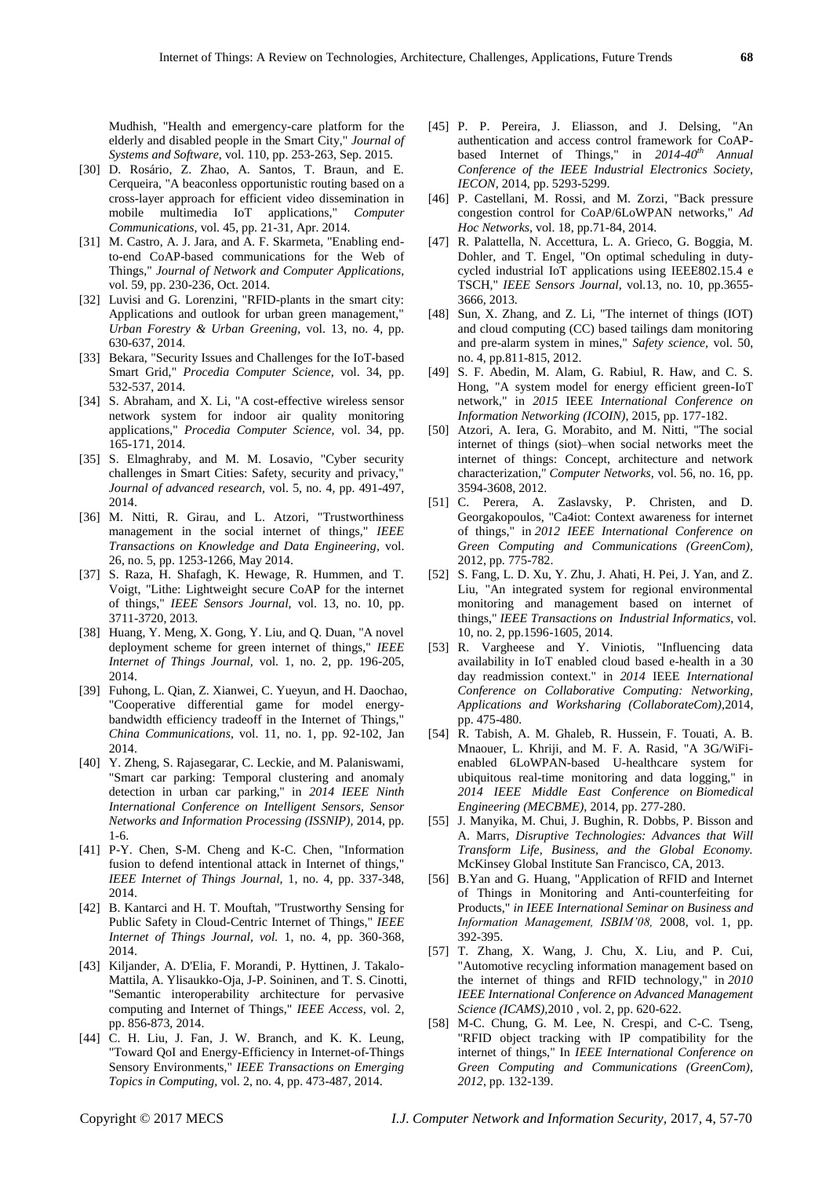Mudhish, "Health and emergency-care platform for the elderly and disabled people in the Smart City," *Journal of Systems and Software,* vol. 110, pp. 253-263, Sep. 2015.

[30] D. Rosário, Z. Zhao, A. Santos, T. Braun, and E. Cerqueira, "A beaconless opportunistic routing based on a cross-layer approach for efficient video dissemination in mobile multimedia IoT applications," *Computer Communications,* vol. 45, pp. 21-31, Apr. 2014.

[31] M. Castro, A. J. Jara, and A. F. Skarmeta, "Enabling end-to-end CoAP-based communications for the Web of Things," *Journal of Network and Computer Applications,* vol. 59, pp. 230-236, Oct. 2014.

[32] Luvisi and G. Lorenzini, "RFID-plants in the smart city: Applications and outlook for urban green management," *Urban Forestry & Urban Greening,* vol. 13, no. 4, pp. 630-637, 2014.

[33] Bekara, "Security Issues and Challenges for the IoT-based Smart Grid," *Procedia Computer Science,* vol. 34, pp. 532-537, 2014.

[34] S. Abraham, and X. Li, "A cost-effective wireless sensor network system for indoor air quality monitoring applications," *Procedia Computer Science,* vol. 34, pp. 165-171, 2014.

[35] S. Elmaghraby, and M. M. Losavio, "Cyber security challenges in Smart Cities: Safety, security and privacy," *Journal of advanced research,* vol. 5, no. 4, pp. 491-497, 2014.

[36] M. Nitti, R. Girau, and L. Atzori, "Trustworthiness management in the social internet of things," *IEEE Transactions on Knowledge and Data Engineering,* vol. 26, no. 5, pp. 1253-1266, May 2014.

[37] S. Raza, H. Shafagh, K. Hewage, R. Hummen, and T. Voigt, "Lithe: Lightweight secure CoAP for the internet of things," *IEEE Sensors Journal,* vol. 13, no. 10, pp. 3711-3720, 2013.

[38] Huang, Y. Meng, X. Gong, Y. Liu, and Q. Duan, "A novel deployment scheme for green internet of things," *IEEE Internet of Things Journal,* vol. 1, no. 2, pp. 196-205, 2014.

[39] Fuhong, L. Qian, Z. Xianwei, C. Yueyun, and H. Daochao, "Cooperative differential game for model energy-bandwidth efficiency tradeoff in the Internet of Things," *China Communications,* vol. 11, no. 1, pp. 92-102, Jan 2014.

[40] Y. Zheng, S. Rajasegarar, C. Leckie, and M. Palaniswami, "Smart car parking: Temporal clustering and anomaly detection in urban car parking," in *2014 IEEE Ninth International Conference on Intelligent Sensors, Sensor Networks and Information Processing (ISSNIP),* 2014, pp. 1-6.

[41] P-Y. Chen, S-M. Cheng and K-C. Chen, "Information fusion to defend intentional attack in Internet of things," *IEEE Internet of Things Journal,* 1, no. 4, pp. 337-348, 2014.

[42] B. Kantarci and H. T. Mouftah, "Trustworthy Sensing for Public Safety in Cloud-Centric Internet of Things," *IEEE Internet of Things Journal, vol.* 1, no. 4, pp. 360-368, 2014.

[43] Kiljander, A. D'Elia, F. Morandi, P. Hyttinen, J. Takalo-Mattila, A. Ylisaukko-Oja, J-P. Soininen, and T. S. Cinotti, "Semantic interoperability architecture for pervasive computing and Internet of Things," *IEEE Access,* vol. 2, pp. 856-873, 2014.

[44] C. H. Liu, J. Fan, J. W. Branch, and K. K. Leung, "Toward QoI and Energy-Efficiency in Internet-of-Things Sensory Environments," *IEEE Transactions on Emerging Topics in Computing,* vol. 2, no. 4, pp. 473-487, 2014.

[45] P. P. Pereira, J. Eliasson, and J. Delsing, "An authentication and access control framework for CoAP-based Internet of Things," in *2014-40th Annual Conference of the IEEE Industrial Electronics Society, IECON,* 2014, pp. 5293-5299.

[46] P. Castellani, M. Rossi, and M. Zorzi, "Back pressure congestion control for CoAP/6LoWPAN networks," *Ad Hoc Networks,* vol. 18, pp.71-84, 2014.

[47] R. Palattella, N. Accettura, L. A. Grieco, G. Boggia, M. Dohler, and T. Engel, "On optimal scheduling in duty-cycled industrial IoT applications using IEEE802.15.4 e TSCH," *IEEE Sensors Journal,* vol.13, no. 10, pp.3655-3666, 2013.

[48] Sun, X. Zhang, and Z. Li, "The internet of things (IOT) and cloud computing (CC) based tailings dam monitoring and pre-alarm system in mines," *Safety science,* vol. 50, no. 4, pp.811-815, 2012.

[49] S. F. Abedin, M. Alam, G. Rabiul, R. Haw, and C. S. Hong, "A system model for energy efficient green-IoT network," in *2015* IEEE *International Conference on Information Networking (ICOIN),* 2015, pp. 177-182.

[50] Atzori, A. Iera, G. Morabito, and M. Nitti, "The social internet of things (siot)–when social networks meet the internet of things: Concept, architecture and network characterization," *Computer Networks,* vol. 56, no. 16, pp. 3594-3608, 2012.

[51] C. Perera, A. Zaslavsky, P. Christen, and D. Georgakopoulos, "Ca4iot: Context awareness for internet of things," in *2012 IEEE International Conference on Green Computing and Communications (GreenCom),* 2012, pp. 775-782.

[52] S. Fang, L. D. Xu, Y. Zhu, J. Ahati, H. Pei, J. Yan, and Z. Liu, "An integrated system for regional environmental monitoring and management based on internet of things," *IEEE Transactions on Industrial Informatics,* vol. 10, no. 2, pp.1596-1605, 2014.

[53] R. Vargheese and Y. Viniotis, "Influencing data availability in IoT enabled cloud based e-health in a 30 day readmission context." in *2014* IEEE *International Conference on Collaborative Computing: Networking, Applications and Worksharing (CollaborateCom),*2014, pp. 475-480.

[54] R. Tabish, A. M. Ghaleb, R. Hussein, F. Touati, A. B. Mnaouer, L. Khriji, and M. F. A. Rasid, "A 3G/WiFi-enabled 6LoWPAN-based U-healthcare system for ubiquitous real-time monitoring and data logging," in *2014 IEEE Middle East Conference on Biomedical Engineering (MECBME),* 2014, pp. 277-280.

[55] J. Manyika, M. Chui, J. Bughin, R. Dobbs, P. Bisson and A. Marrs, *Disruptive Technologies: Advances that Will Transform Life, Business, and the Global Economy.* McKinsey Global Institute San Francisco, CA, 2013.

[56] B.Yan and G. Huang, "Application of RFID and Internet of Things in Monitoring and Anti-counterfeiting for Products," *in IEEE International Seminar on Business and Information Management, ISBIM'08,* 2008, vol. 1, pp. 392-395.

[57] T. Zhang, X. Wang, J. Chu, X. Liu, and P. Cui, "Automotive recycling information management based on the internet of things and RFID technology," in *2010 IEEE International Conference on Advanced Management Science (ICAMS),*2010 , vol. 2, pp. 620-622.

[58] M-C. Chung, G. M. Lee, N. Crespi, and C-C. Tseng, "RFID object tracking with IP compatibility for the internet of things," In *IEEE International Conference on Green Computing and Communications (GreenCom), 2012,* pp. 132-139.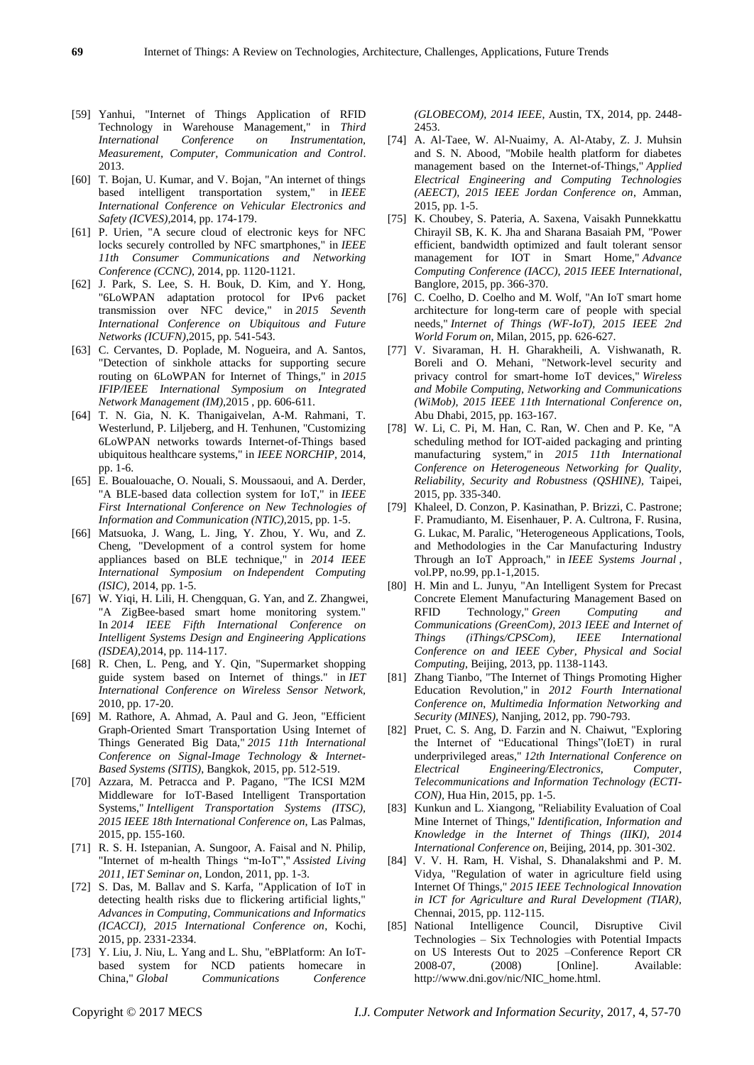[59] Yanhui, "Internet of Things Application of RFID Technology in Warehouse Management," in *Third International Conference on Instrumentation, Measurement, Computer, Communication and Control*. 2013.

[60] T. Bojan, U. Kumar, and V. Bojan, "An internet of things based intelligent transportation system," in *IEEE International Conference on Vehicular Electronics and Safety (ICVES)*,2014, pp. 174-179.

[61] P. Urien, "A secure cloud of electronic keys for NFC locks securely controlled by NFC smartphones," in *IEEE 11th Consumer Communications and Networking Conference (CCNC)*, 2014, pp. 1120-1121.

[62] J. Park, S. Lee, S. H. Bouk, D. Kim, and Y. Hong, "6LoWPAN adaptation protocol for IPv6 packet transmission over NFC device," in *2015 Seventh International Conference on Ubiquitous and Future Networks (ICUFN)*,2015, pp. 541-543.

[63] C. Cervantes, D. Poplade, M. Nogueira, and A. Santos, "Detection of sinkhole attacks for supporting secure routing on 6LoWPAN for Internet of Things," in *2015 IFIP/IEEE International Symposium on Integrated Network Management (IM)*,2015 , pp. 606-611.

[64] T. N. Gia, N. K. Thanigaivelan, A-M. Rahmani, T. Westerlund, P. Liljeberg, and H. Tenhunen, "Customizing 6LoWPAN networks towards Internet-of-Things based ubiquitous healthcare systems," in *IEEE NORCHIP*, 2014, pp. 1-6.

[65] E. Boualouache, O. Nouali, S. Moussaoui, and A. Derder, "A BLE-based data collection system for IoT," in *IEEE First International Conference on New Technologies of Information and Communication (NTIC)*,2015, pp. 1-5.

[66] Matsuoka, J. Wang, L. Jing, Y. Zhou, Y. Wu, and Z. Cheng, "Development of a control system for home appliances based on BLE technique," in *2014 IEEE International Symposium on Independent Computing (ISIC)*, 2014, pp. 1-5.

[67] W. Yiqi, H. Lili, H. Chengquan, G. Yan, and Z. Zhangwei, "A ZigBee-based smart home monitoring system." In *2014 IEEE Fifth International Conference on Intelligent Systems Design and Engineering Applications (ISDEA)*,2014, pp. 114-117.

[68] R. Chen, L. Peng, and Y. Qin, "Supermarket shopping guide system based on Internet of things." in *IET International Conference on Wireless Sensor Network*, 2010, pp. 17-20.

[69] M. Rathore, A. Ahmad, A. Paul and G. Jeon, "Efficient Graph-Oriented Smart Transportation Using Internet of Things Generated Big Data," *2015 11th International Conference on Signal-Image Technology & Internet-Based Systems (SITIS)*, Bangkok, 2015, pp. 512-519.

[70] Azzara, M. Petracca and P. Pagano, "The ICSI M2M Middleware for IoT-Based Intelligent Transportation Systems," *Intelligent Transportation Systems (ITSC), 2015 IEEE 18th International Conference on*, Las Palmas, 2015, pp. 155-160.

[71] R. S. H. Istepanian, A. Sungoor, A. Faisal and N. Philip, "Internet of m-health Things "m-IoT"," *Assisted Living 2011, IET Seminar on*, London, 2011, pp. 1-3.

[72] S. Das, M. Ballav and S. Karfa, "Application of IoT in detecting health risks due to flickering artificial lights," *Advances in Computing, Communications and Informatics (ICACCI), 2015 International Conference on*, Kochi, 2015, pp. 2331-2334.

[73] Y. Liu, J. Niu, L. Yang and L. Shu, "eBPlatform: An IoT-based system for NCD patients homecare in China," *Global Communications Conference (GLOBECOM), 2014 IEEE*, Austin, TX, 2014, pp. 2448-2453.

[74] A. Al-Taee, W. Al-Nuaimy, A. Al-Ataby, Z. J. Muhsin and S. N. Abood, "Mobile health platform for diabetes management based on the Internet-of-Things," *Applied Electrical Engineering and Computing Technologies (AEECT), 2015 IEEE Jordan Conference on*, Amman, 2015, pp. 1-5.

[75] K. Choubey, S. Pateria, A. Saxena, Vaisakh Punnekkattu Chirayil SB, K. K. Jha and Sharana Basaiah PM, "Power efficient, bandwidth optimized and fault tolerant sensor management for IOT in Smart Home," *Advance Computing Conference (IACC), 2015 IEEE International*, Banglore, 2015, pp. 366-370.

[76] C. Coelho, D. Coelho and M. Wolf, "An IoT smart home architecture for long-term care of people with special needs," *Internet of Things (WF-IoT), 2015 IEEE 2nd World Forum on*, Milan, 2015, pp. 626-627.

[77] V. Sivaraman, H. H. Gharakheili, A. Vishwanath, R. Boreli and O. Mehani, "Network-level security and privacy control for smart-home IoT devices," *Wireless and Mobile Computing, Networking and Communications (WiMob), 2015 IEEE 11th International Conference on*, Abu Dhabi, 2015, pp. 163-167.

[78] W. Li, C. Pi, M. Han, C. Ran, W. Chen and P. Ke, "A scheduling method for IOT-aided packaging and printing manufacturing system," in *2015 11th International Conference on Heterogeneous Networking for Quality, Reliability, Security and Robustness (QSHINE)*, Taipei, 2015, pp. 335-340.

[79] Khaleel, D. Conzon, P. Kasinathan, P. Brizzi, C. Pastrone; F. Pramudianto, M. Eisenhauer, P. A. Cultrona, F. Rusina, G. Lukac, M. Paralic, "Heterogeneous Applications, Tools, and Methodologies in the Car Manufacturing Industry Through an IoT Approach," in *IEEE Systems Journal* , vol.PP, no.99, pp.1-1,2015.

[80] H. Min and L. Junyu, "An Intelligent System for Precast Concrete Element Manufacturing Management Based on RFID Technology," *Green Computing and Communications (GreenCom), 2013 IEEE and Internet of Things (iThings/CPSCom), IEEE International Conference on and IEEE Cyber, Physical and Social Computing*, Beijing, 2013, pp. 1138-1143.

[81] Zhang Tianbo, "The Internet of Things Promoting Higher Education Revolution," in *2012 Fourth International Conference on Multimedia Information Networking and Security (MINES)*, Nanjing, 2012, pp. 790-793.

[82] Pruet, C. S. Ang, D. Farzin and N. Chaiwut, "Exploring the Internet of "Educational Things"(IoET) in rural underprivileged areas," *12th International Conference on Electrical Engineering/Electronics, Computer, Telecommunications and Information Technology (ECTI-CON)*, Hua Hin, 2015, pp. 1-5.

[83] Kunkun and L. Xiangong, "Reliability Evaluation of Coal Mine Internet of Things," *Identification, Information and Knowledge in the Internet of Things (IIKI), 2014 International Conference on*, Beijing, 2014, pp. 301-302.

[84] V. V. H. Ram, H. Vishal, S. Dhanalakshmi and P. M. Vidya, "Regulation of water in agriculture field using Internet Of Things," *2015 IEEE Technological Innovation in ICT for Agriculture and Rural Development (TIAR)*, Chennai, 2015, pp. 112-115.

[85] National Intelligence Council, Disruptive Civil Technologies – Six Technologies with Potential Impacts on US Interests Out to 2025 –Conference Report CR 2008-07, (2008) [Online]. Available: http://www.dni.gov/nic/NIC_home.html.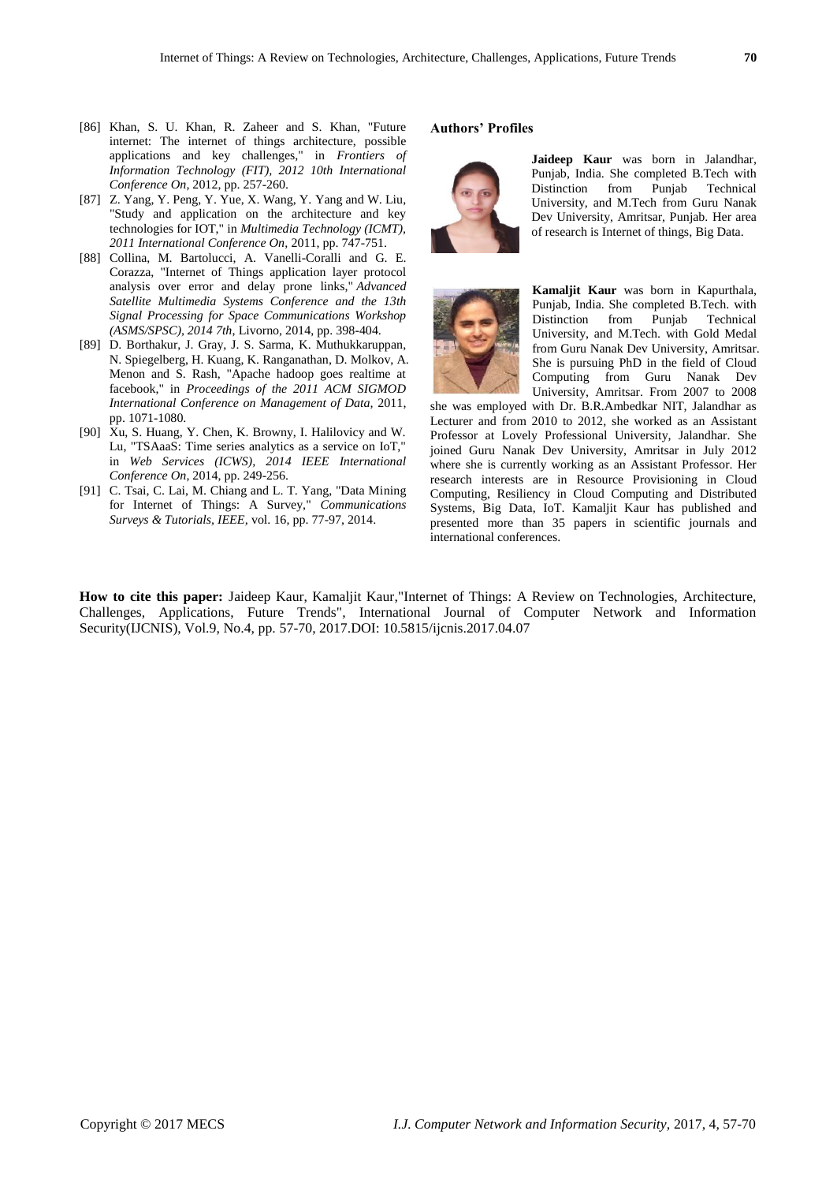[86] Khan, S. U. Khan, R. Zaheer and S. Khan, "Future internet: The internet of things architecture, possible applications and key challenges," in *Frontiers of Information Technology (FIT), 2012 10th International Conference On*, 2012, pp. 257-260.

[87] Z. Yang, Y. Peng, Y. Yue, X. Wang, Y. Yang and W. Liu, "Study and application on the architecture and key technologies for IOT," in *Multimedia Technology (ICMT), 2011 International Conference On*, 2011, pp. 747-751.

[88] Collina, M. Bartolucci, A. Vanelli-Coralli and G. E. Corazza, "Internet of Things application layer protocol analysis over error and delay prone links," *Advanced Satellite Multimedia Systems Conference and the 13th Signal Processing for Space Communications Workshop (ASMS/SPSC), 2014 7th*, Livorno, 2014, pp. 398-404.

[89] D. Borthakur, J. Gray, J. S. Sarma, K. Muthukkaruppan, N. Spiegelberg, H. Kuang, K. Ranganathan, D. Molkov, A. Menon and S. Rash, "Apache hadoop goes realtime at facebook," in *Proceedings of the 2011 ACM SIGMOD International Conference on Management of Data*, 2011, pp. 1071-1080.

[90] Xu, S. Huang, Y. Chen, K. Browny, I. Halilovicy and W. Lu, "TSAaaS: Time series analytics as a service on IoT," in *Web Services (ICWS), 2014 IEEE International Conference On*, 2014, pp. 249-256.

[91] C. Tsai, C. Lai, M. Chiang and L. T. Yang, "Data Mining for Internet of Things: A Survey," *Communications Surveys & Tutorials, IEEE*, vol. 16, pp. 77-97, 2014.

### Authors' Profiles

**Jaideep Kaur** was born in Jalandhar, Punjab, India. She completed B.Tech with Distinction from Punjab Technical University, and M.Tech from Guru Nanak Dev University, Amritsar, Punjab. Her area of research is Internet of things, Big Data.

**Kamaljit Kaur** was born in Kapurthala, Punjab, India. She completed B.Tech. with Distinction from Punjab Technical University, and M.Tech. with Gold Medal from Guru Nanak Dev University, Amritsar. She is pursuing PhD in the field of Cloud Computing from Guru Nanak Dev University, Amritsar. From 2007 to 2008 she was employed with Dr. B.R.Ambedkar NIT, Jalandhar as Lecturer and from 2010 to 2012, she worked as an Assistant Professor at Lovely Professional University, Jalandhar. She joined Guru Nanak Dev University, Amritsar in July 2012 where she is currently working as an Assistant Professor. Her research interests are in Resource Provisioning in Cloud Computing, Resiliency in Cloud Computing and Distributed Systems, Big Data, IoT. Kamaljit Kaur has published and presented more than 35 papers in scientific journals and international conferences.

**How to cite this paper:** Jaideep Kaur, Kamaljit Kaur,"Internet of Things: A Review on Technologies, Architecture, Challenges, Applications, Future Trends", International Journal of Computer Network and Information Security(IJCNIS), Vol.9, No.4, pp. 57-70, 2017.DOI: 10.5815/ijcnis.2017.04.07